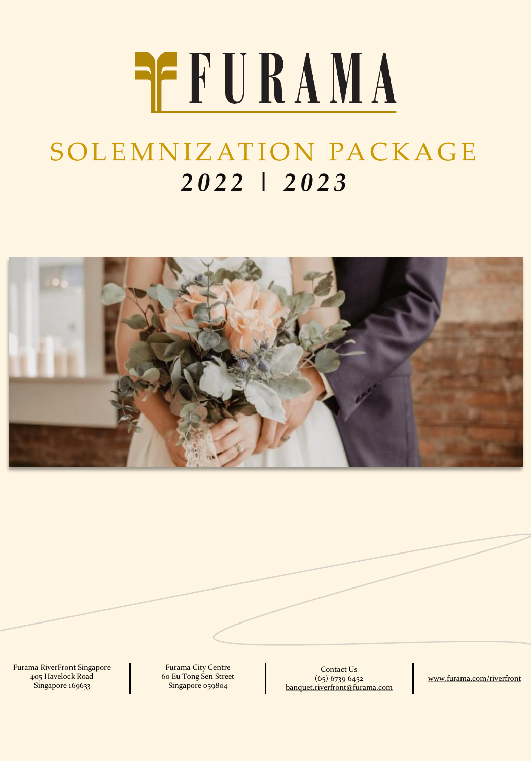# FURAMA

## SOLEMNIZATION PACKAGE

## *2022 | 2023*

Furama RiverFront Singapore
405 Havelock Road
Singapore 169633

Furama City Centre
60 Eu Tong Sen Street
Singapore 059804

Contact Us
(65) 6739 6452
banquet.riverfront@furama.com

www.furama.com/riverfront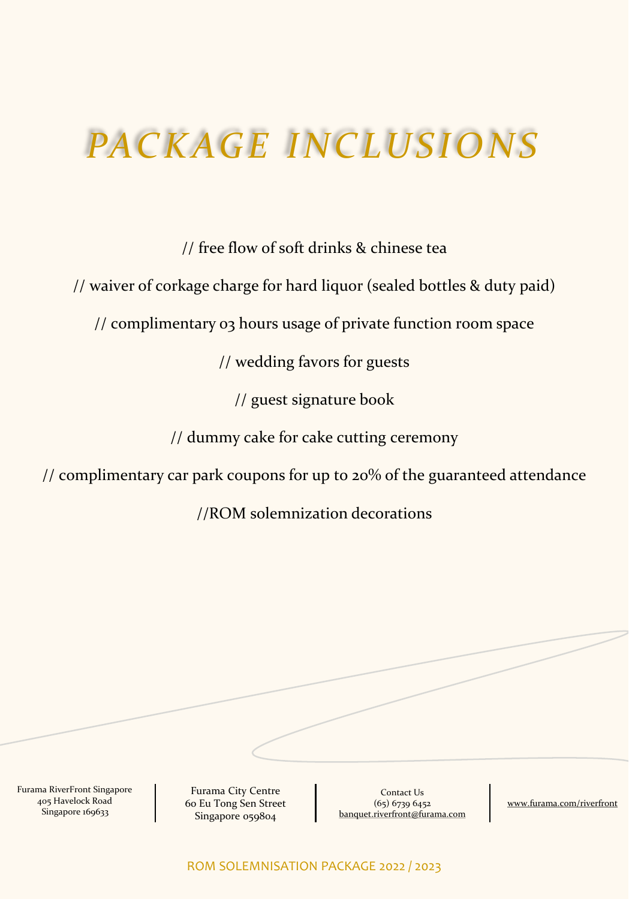# PACKAGE INCLUSIONS

// free flow of soft drinks & chinese tea

// waiver of corkage charge for hard liquor (sealed bottles & duty paid)

// complimentary 03 hours usage of private function room space

// wedding favors for guests

// guest signature book

// dummy cake for cake cutting ceremony

// complimentary car park coupons for up to 20% of the guaranteed attendance

//ROM solemnization decorations

Furama RiverFront Singapore
405 Havelock Road
Singapore 169633

Furama City Centre
60 Eu Tong Sen Street
Singapore 059804

Contact Us
(65) 6739 6452
banquet.riverfront@furama.com

www.furama.com/riverfront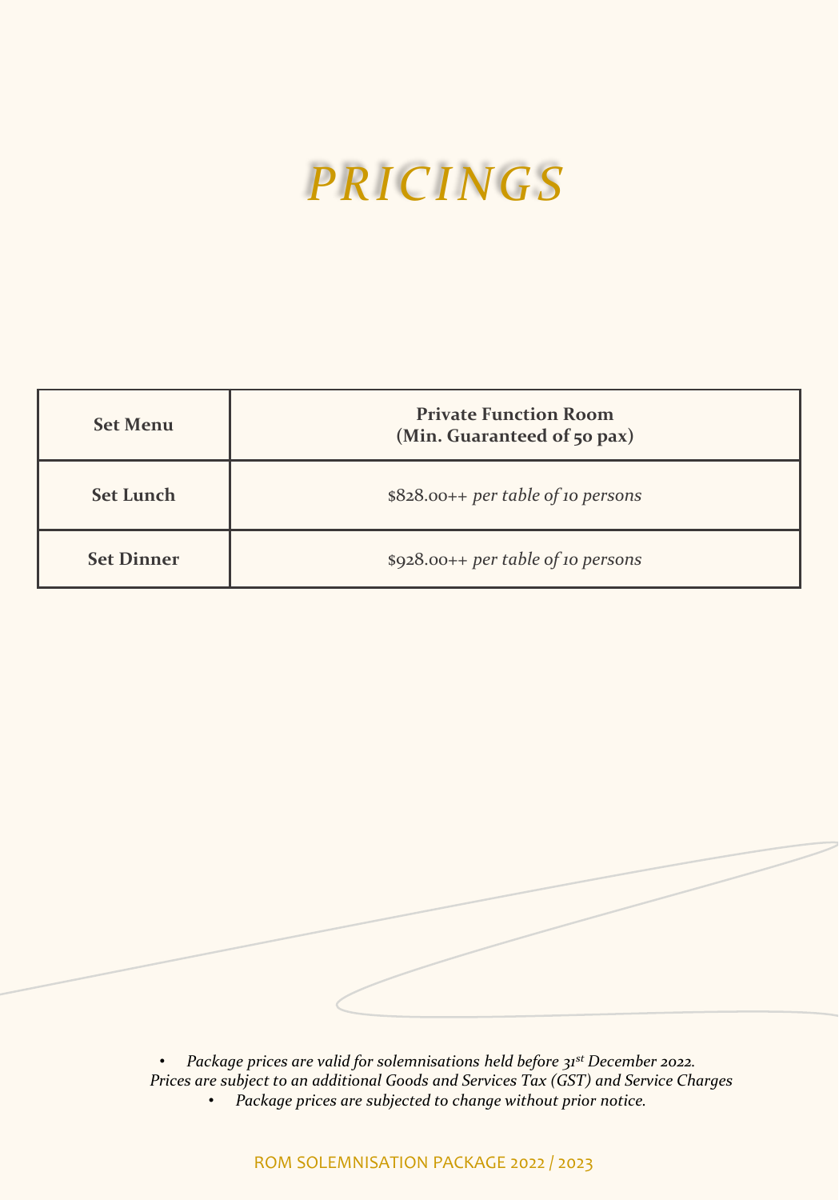# *PRICINGS*

| **Set Menu** | **Private Function Room (Min. Guaranteed of 50 pax)** |
|---|---|
| **Set Lunch** | $828.00++ *per table of 10 persons* |
| **Set Dinner** | $928.00++ *per table of 10 persons* |

- *Package prices are valid for solemnisations held before 31st December 2022. Prices are subject to an additional Goods and Services Tax (GST) and Service Charges*
- *Package prices are subjected to change without prior notice.*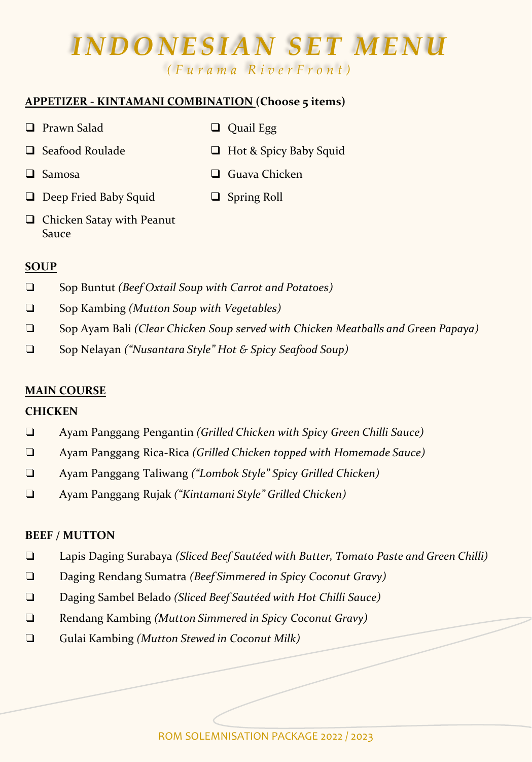# *INDONESIAN SET MENU*

*(Furama RiverFront)*

**APPETIZER - KINTAMANI COMBINATION (Choose 5 items)**

- ❑ Prawn Salad
- ❑ Seafood Roulade
- ❑ Samosa
- ❑ Deep Fried Baby Squid
- ❑ Chicken Satay with Peanut Sauce
- ❑ Quail Egg
- ❑ Hot & Spicy Baby Squid
- ❑ Guava Chicken
- ❑ Spring Roll

**SOUP**

- ❑ Sop Buntut *(Beef Oxtail Soup with Carrot and Potatoes)*
- ❑ Sop Kambing *(Mutton Soup with Vegetables)*
- ❑ Sop Ayam Bali *(Clear Chicken Soup served with Chicken Meatballs and Green Papaya)*
- ❑ Sop Nelayan *("Nusantara Style" Hot & Spicy Seafood Soup)*

**MAIN COURSE**

**CHICKEN**

- ❑ Ayam Panggang Pengantin *(Grilled Chicken with Spicy Green Chilli Sauce)*
- ❑ Ayam Panggang Rica-Rica *(Grilled Chicken topped with Homemade Sauce)*
- ❑ Ayam Panggang Taliwang *("Lombok Style" Spicy Grilled Chicken)*
- ❑ Ayam Panggang Rujak *("Kintamani Style" Grilled Chicken)*

**BEEF / MUTTON**

- ❑ Lapis Daging Surabaya *(Sliced Beef Sautéed with Butter, Tomato Paste and Green Chilli)*
- ❑ Daging Rendang Sumatra *(Beef Simmered in Spicy Coconut Gravy)*
- ❑ Daging Sambel Belado *(Sliced Beef Sautéed with Hot Chilli Sauce)*
- ❑ Rendang Kambing *(Mutton Simmered in Spicy Coconut Gravy)*
- ❑ Gulai Kambing *(Mutton Stewed in Coconut Milk)*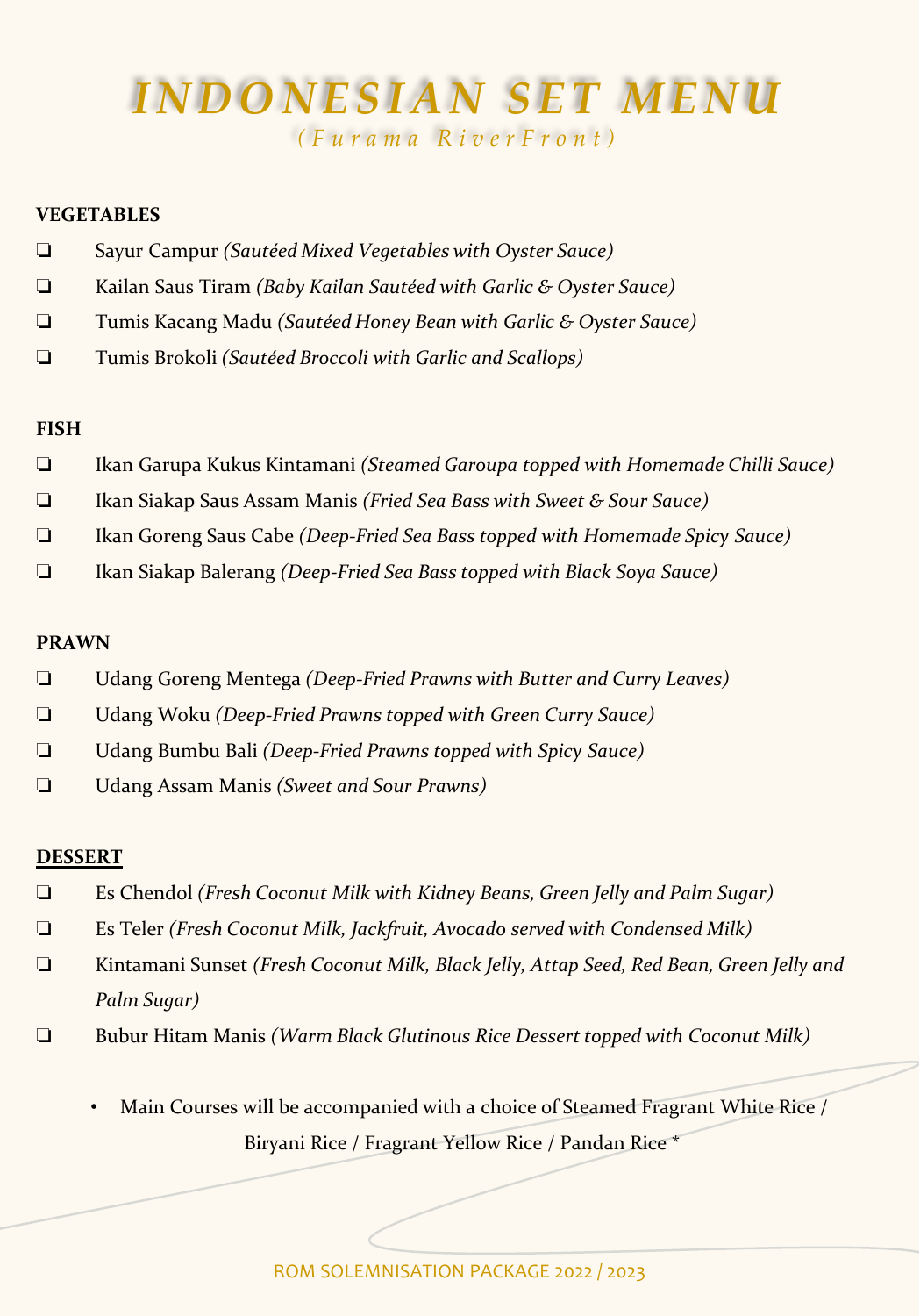# INDONESIAN SET MENU

*(Furama RiverFront)*

**VEGETABLES**

- ❏ Sayur Campur *(Sautéed Mixed Vegetables with Oyster Sauce)*
- ❏ Kailan Saus Tiram *(Baby Kailan Sautéed with Garlic & Oyster Sauce)*
- ❏ Tumis Kacang Madu *(Sautéed Honey Bean with Garlic & Oyster Sauce)*
- ❏ Tumis Brokoli *(Sautéed Broccoli with Garlic and Scallops)*

**FISH**

- ❏ Ikan Garupa Kukus Kintamani *(Steamed Garoupa topped with Homemade Chilli Sauce)*
- ❏ Ikan Siakap Saus Assam Manis *(Fried Sea Bass with Sweet & Sour Sauce)*
- ❏ Ikan Goreng Saus Cabe *(Deep-Fried Sea Bass topped with Homemade Spicy Sauce)*
- ❏ Ikan Siakap Balerang *(Deep-Fried Sea Bass topped with Black Soya Sauce)*

**PRAWN**

- ❏ Udang Goreng Mentega *(Deep-Fried Prawns with Butter and Curry Leaves)*
- ❏ Udang Woku *(Deep-Fried Prawns topped with Green Curry Sauce)*
- ❏ Udang Bumbu Bali *(Deep-Fried Prawns topped with Spicy Sauce)*
- ❏ Udang Assam Manis *(Sweet and Sour Prawns)*

**DESSERT**

- ❏ Es Chendol *(Fresh Coconut Milk with Kidney Beans, Green Jelly and Palm Sugar)*
- ❏ Es Teler *(Fresh Coconut Milk, Jackfruit, Avocado served with Condensed Milk)*
- ❏ Kintamani Sunset *(Fresh Coconut Milk, Black Jelly, Attap Seed, Red Bean, Green Jelly and Palm Sugar)*
- ❏ Bubur Hitam Manis *(Warm Black Glutinous Rice Dessert topped with Coconut Milk)*

- Main Courses will be accompanied with a choice of Steamed Fragrant White Rice / Biryani Rice / Fragrant Yellow Rice / Pandan Rice *

ROM SOLEMNISATION PACKAGE 2022 / 2023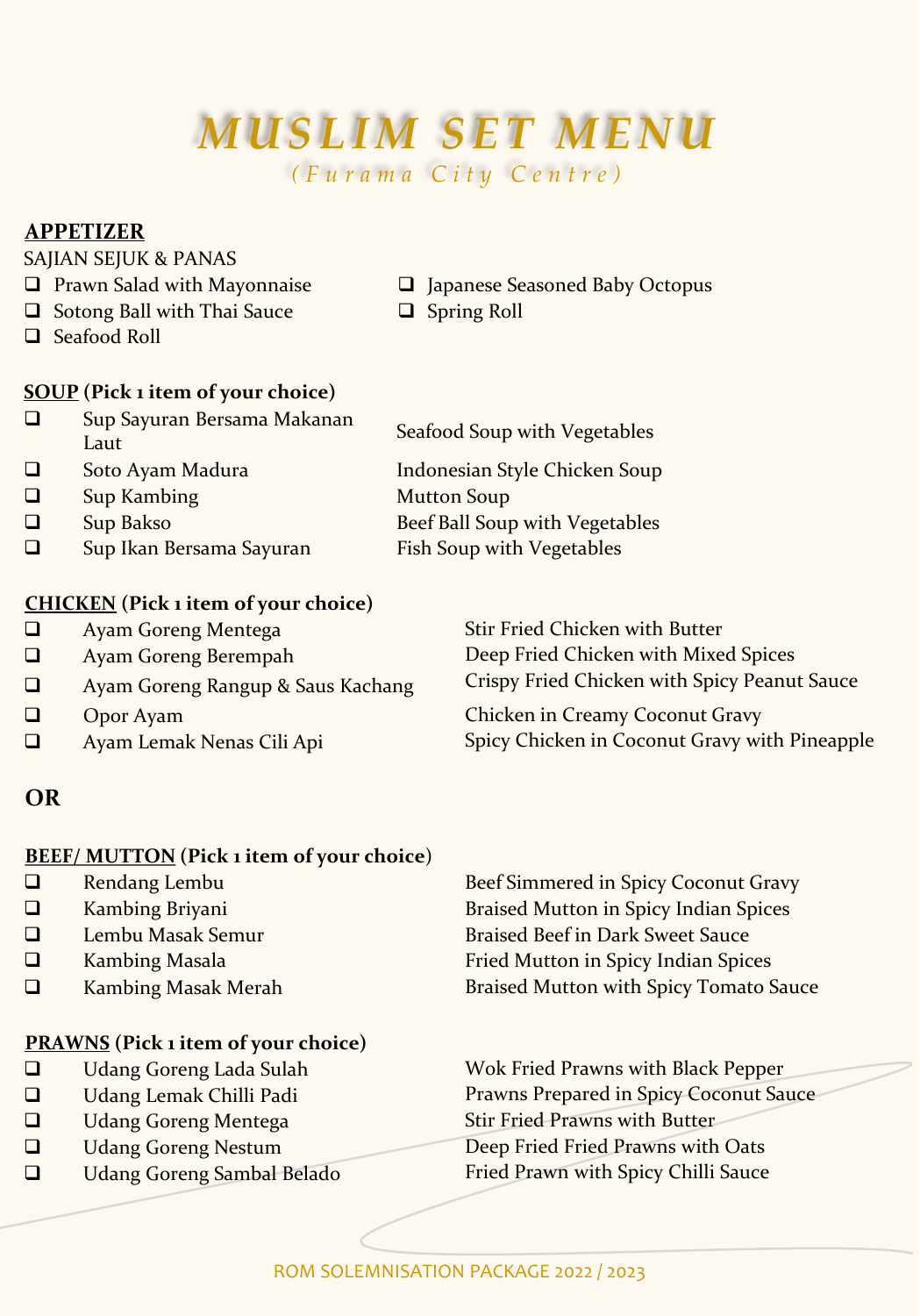# MUSLIM SET MENU

*(Furama City Centre)*

## APPETIZER

SAJIAN SEJUK & PANAS

- ❑ Prawn Salad with Mayonnaise
- ❑ Sotong Ball with Thai Sauce
- ❑ Seafood Roll
- ❑ Japanese Seasoned Baby Octopus
- ❑ Spring Roll

## SOUP (Pick 1 item of your choice)

| | | |
|---|---|---|
| ❑ | Sup Sayuran Bersama Makanan Laut | Seafood Soup with Vegetables |
| ❑ | Soto Ayam Madura | Indonesian Style Chicken Soup |
| ❑ | Sup Kambing | Mutton Soup |
| ❑ | Sup Bakso | Beef Ball Soup with Vegetables |
| ❑ | Sup Ikan Bersama Sayuran | Fish Soup with Vegetables |

## CHICKEN (Pick 1 item of your choice)

| | | |
|---|---|---|
| ❑ | Ayam Goreng Mentega | Stir Fried Chicken with Butter |
| ❑ | Ayam Goreng Berempah | Deep Fried Chicken with Mixed Spices |
| ❑ | Ayam Goreng Rangup & Saus Kachang | Crispy Fried Chicken with Spicy Peanut Sauce |
| ❑ | Opor Ayam | Chicken in Creamy Coconut Gravy |
| ❑ | Ayam Lemak Nenas Cili Api | Spicy Chicken in Coconut Gravy with Pineapple |

**OR**

## BEEF/ MUTTON (Pick 1 item of your choice)

| | | |
|---|---|---|
| ❑ | Rendang Lembu | Beef Simmered in Spicy Coconut Gravy |
| ❑ | Kambing Briyani | Braised Mutton in Spicy Indian Spices |
| ❑ | Lembu Masak Semur | Braised Beef in Dark Sweet Sauce |
| ❑ | Kambing Masala | Fried Mutton in Spicy Indian Spices |
| ❑ | Kambing Masak Merah | Braised Mutton with Spicy Tomato Sauce |

## PRAWNS (Pick 1 item of your choice)

| | | |
|---|---|---|
| ❑ | Udang Goreng Lada Sulah | Wok Fried Prawns with Black Pepper |
| ❑ | Udang Lemak Chilli Padi | Prawns Prepared in Spicy Coconut Sauce |
| ❑ | Udang Goreng Mentega | Stir Fried Prawns with Butter |
| ❑ | Udang Goreng Nestum | Deep Fried Fried Prawns with Oats |
| ❑ | Udang Goreng Sambal Belado | Fried Prawn with Spicy Chilli Sauce |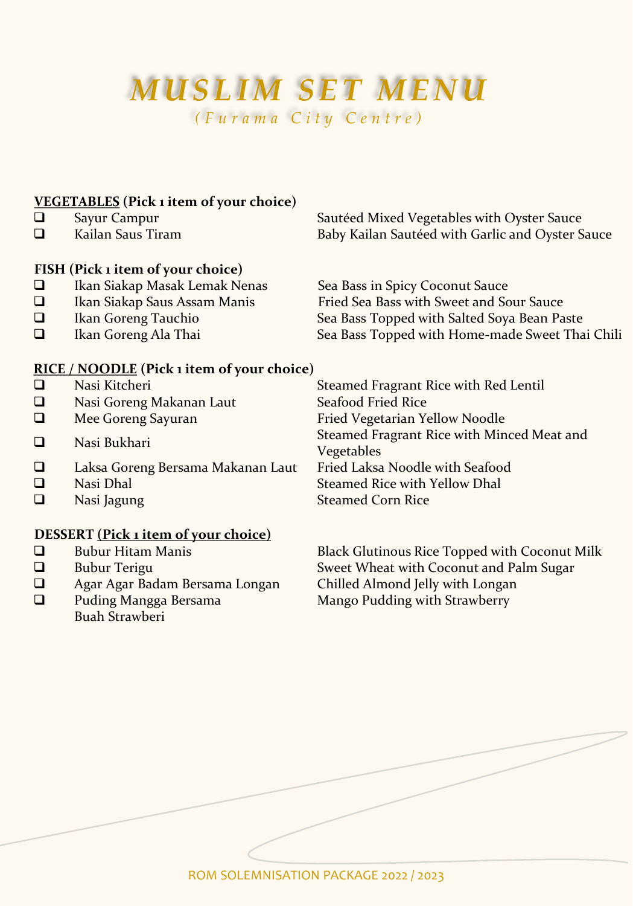# *MUSLIM SET MENU*

*(Furama City Centre)*

**VEGETABLES (Pick 1 item of your choice)**

| | |
|---|---|
| ❑ Sayur Campur | Sautéed Mixed Vegetables with Oyster Sauce |
| ❑ Kailan Saus Tiram | Baby Kailan Sautéed with Garlic and Oyster Sauce |

**FISH (Pick 1 item of your choice)**

| | |
|---|---|
| ❑ Ikan Siakap Masak Lemak Nenas | Sea Bass in Spicy Coconut Sauce |
| ❑ Ikan Siakap Saus Assam Manis | Fried Sea Bass with Sweet and Sour Sauce |
| ❑ Ikan Goreng Tauchio | Sea Bass Topped with Salted Soya Bean Paste |
| ❑ Ikan Goreng Ala Thai | Sea Bass Topped with Home-made Sweet Thai Chili |

**RICE / NOODLE (Pick 1 item of your choice)**

| | |
|---|---|
| ❑ Nasi Kitcheri | Steamed Fragrant Rice with Red Lentil |
| ❑ Nasi Goreng Makanan Laut | Seafood Fried Rice |
| ❑ Mee Goreng Sayuran | Fried Vegetarian Yellow Noodle |
| ❑ Nasi Bukhari | Steamed Fragrant Rice with Minced Meat and Vegetables |
| ❑ Laksa Goreng Bersama Makanan Laut | Fried Laksa Noodle with Seafood |
| ❑ Nasi Dhal | Steamed Rice with Yellow Dhal |
| ❑ Nasi Jagung | Steamed Corn Rice |

**DESSERT (Pick 1 item of your choice)**

| | |
|---|---|
| ❑ Bubur Hitam Manis | Black Glutinous Rice Topped with Coconut Milk |
| ❑ Bubur Terigu | Sweet Wheat with Coconut and Palm Sugar |
| ❑ Agar Agar Badam Bersama Longan | Chilled Almond Jelly with Longan |
| ❑ Puding Mangga Bersama Buah Strawberi | Mango Pudding with Strawberry |

ROM SOLEMNISATION PACKAGE 2022 / 2023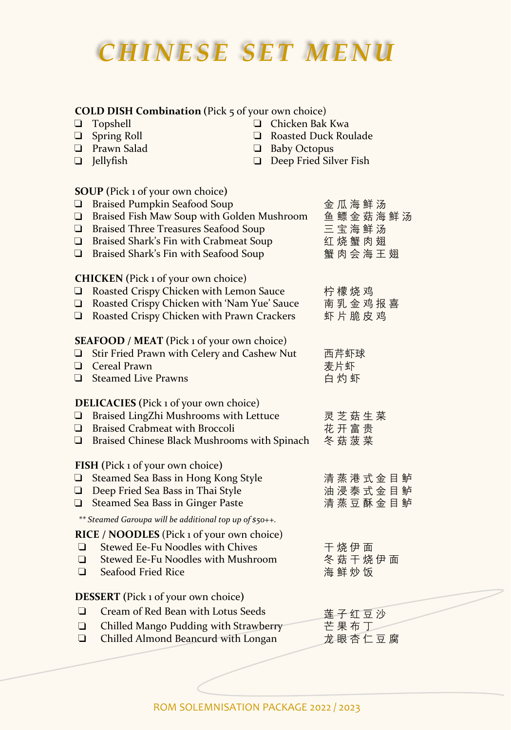# CHINESE SET MENU

**COLD DISH Combination** (Pick 5 of your own choice)

- ❑ Topshell
- ❑ Spring Roll
- ❑ Prawn Salad
- ❑ Jellyfish
- ❑ Chicken Bak Kwa
- ❑ Roasted Duck Roulade
- ❑ Baby Octopus
- ❑ Deep Fried Silver Fish

**SOUP** (Pick 1 of your own choice)

- ❑ Braised Pumpkin Seafood Soup 金瓜海鲜汤
- ❑ Braised Fish Maw Soup with Golden Mushroom 鱼鳔金菇海鲜汤
- ❑ Braised Three Treasures Seafood Soup 三宝海鲜汤
- ❑ Braised Shark's Fin with Crabmeat Soup 红烧蟹肉翅
- ❑ Braised Shark's Fin with Seafood Soup 蟹肉会海王翅

**CHICKEN** (Pick 1 of your own choice)

- ❑ Roasted Crispy Chicken with Lemon Sauce 柠檬烧鸡
- ❑ Roasted Crispy Chicken with 'Nam Yue' Sauce 南乳金鸡报喜
- ❑ Roasted Crispy Chicken with Prawn Crackers 虾片脆皮鸡

**SEAFOOD / MEAT** (Pick 1 of your own choice)

- ❑ Stir Fried Prawn with Celery and Cashew Nut 西芹虾球
- ❑ Cereal Prawn 麦片虾
- ❑ Steamed Live Prawns 白灼虾

**DELICACIES** (Pick 1 of your own choice)

- ❑ Braised LingZhi Mushrooms with Lettuce 灵芝菇生菜
- ❑ Braised Crabmeat with Broccoli 花开富贵
- ❑ Braised Chinese Black Mushrooms with Spinach 冬菇菠菜

**FISH** (Pick 1 of your own choice)

- ❑ Steamed Sea Bass in Hong Kong Style 清蒸港式金目鲈
- ❑ Deep Fried Sea Bass in Thai Style 油浸泰式金目鲈
- ❑ Steamed Sea Bass in Ginger Paste 清蒸豆酥金目鲈

*** Steamed Garoupa will be additional top up of $50++.*

**RICE / NOODLES** (Pick 1 of your own choice)

- ❑ Stewed Ee-Fu Noodles with Chives 干烧伊面
- ❑ Stewed Ee-Fu Noodles with Mushroom 冬菇干烧伊面
- ❑ Seafood Fried Rice 海鲜炒饭

**DESSERT** (Pick 1 of your own choice)

- ❑ Cream of Red Bean with Lotus Seeds 莲子红豆沙
- ❑ Chilled Mango Pudding with Strawberry 芒果布丁
- ❑ Chilled Almond Beancurd with Longan 龙眼杏仁豆腐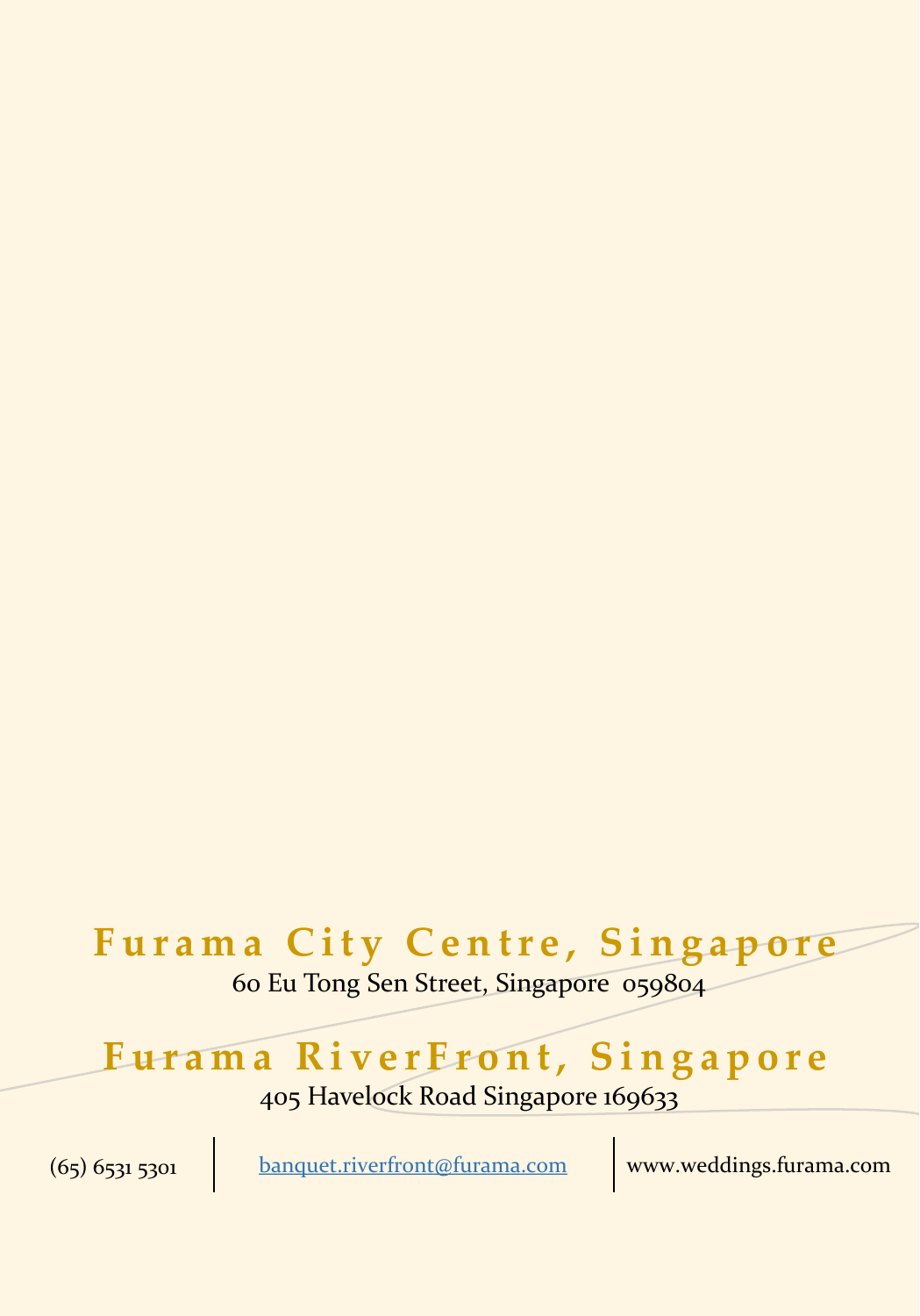## Furama City Centre, Singapore

60 Eu Tong Sen Street, Singapore 059804

## Furama RiverFront, Singapore

405 Havelock Road Singapore 169633

(65) 6531 5301 | banquet.riverfront@furama.com | www.weddings.furama.com